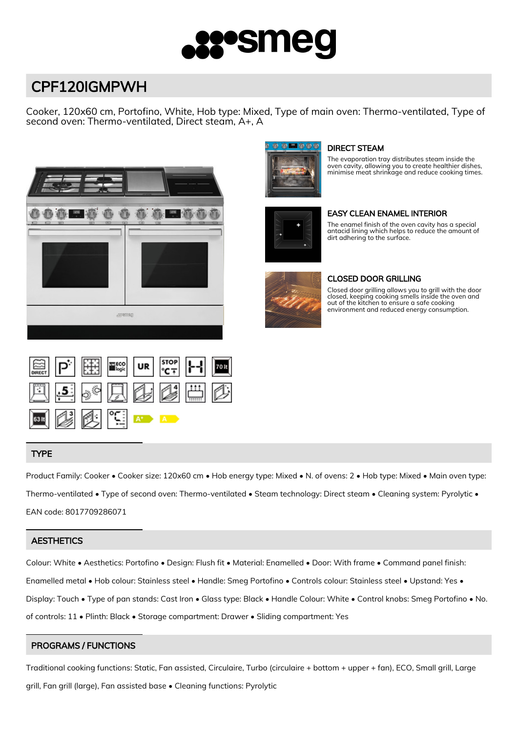# CPF120IGMPWH

Cooker, 120x60 cm, Portofino, White, Hob type: Mixed, Type of main oven: Thermo-ventilated, Type of second oven: Thermo-ventilated, Direct steam, A+, A

### DIRECT STEAM

The evaporation tray distributes steam inside the oven cavity, allowing you to create healthier dishes, minimise meat shrinkage and reduce cooking times.

### EASY CLEAN ENAMEL INTERIOR

The enamel finish of the oven cavity has a special antacid lining which helps to reduce the amount of dirt adhering to the surface.

### CLOSED DOOR GRILLING

Closed door grilling allows you to grill with the door closed, keeping cooking smells inside the oven and out of the kitchen to ensure a safe cooking environment and reduced energy consumption.

## TYPE

Product Family: Cooker • Cooker size: 120x60 cm • Hob energy type: Mixed • N. of ovens: 2 • Hob type: Mixed • Main oven type: Thermo-ventilated • Type of second oven: Thermo-ventilated • Steam technology: Direct steam • Cleaning system: Pyrolytic • EAN code: 8017709286071

## AESTHETICS

Colour: White • Aesthetics: Portofino • Design: Flush fit • Material: Enamelled • Door: With frame • Command panel finish: Enamelled metal • Hob colour: Stainless steel • Handle: Smeg Portofino • Controls colour: Stainless steel • Upstand: Yes • Display: Touch • Type of pan stands: Cast Iron • Glass type: Black • Handle Colour: White • Control knobs: Smeg Portofino • No. of controls: 11 • Plinth: Black • Storage compartment: Drawer • Sliding compartment: Yes

## PROGRAMS / FUNCTIONS

Traditional cooking functions: Static, Fan assisted, Circulaire, Turbo (circulaire + bottom + upper + fan), ECO, Small grill, Large grill, Fan grill (large), Fan assisted base • Cleaning functions: Pyrolytic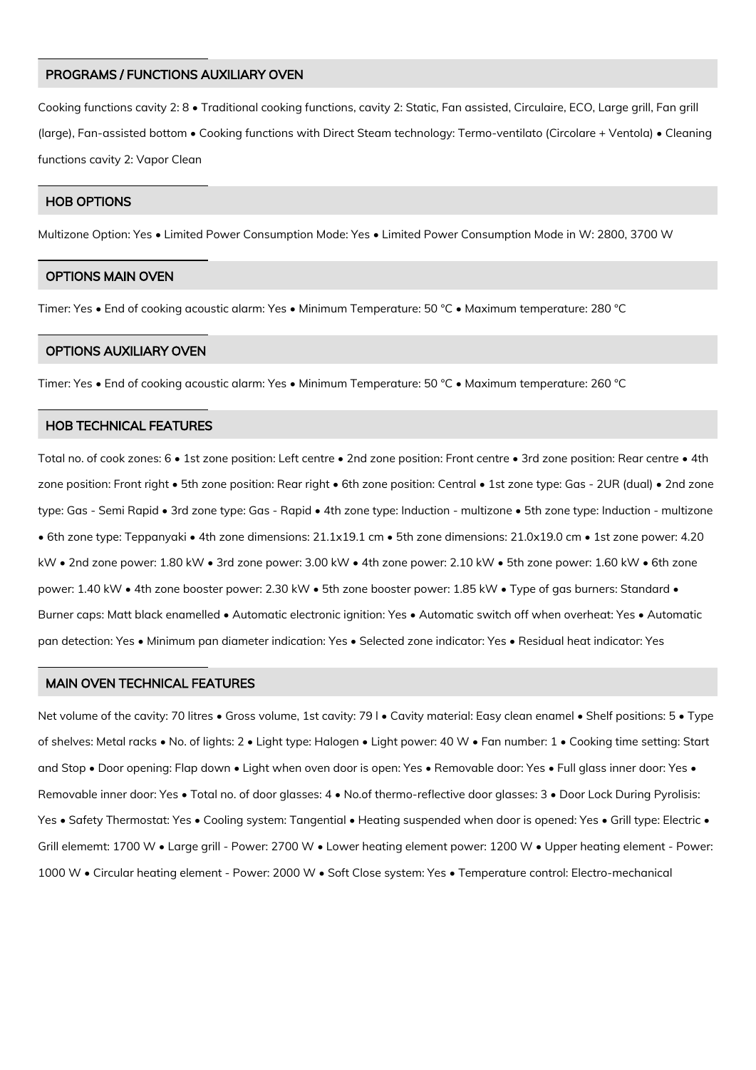## PROGRAMS / FUNCTIONS AUXILIARY OVEN

Cooking functions cavity 2: 8 • Traditional cooking functions, cavity 2: Static, Fan assisted, Circulaire, ECO, Large grill, Fan grill (large), Fan-assisted bottom • Cooking functions with Direct Steam technology: Termo-ventilato (Circolare + Ventola) • Cleaning functions cavity 2: Vapor Clean

## HOB OPTIONS

Multizone Option: Yes • Limited Power Consumption Mode: Yes • Limited Power Consumption Mode in W: 2800, 3700 W

## OPTIONS MAIN OVEN

Timer: Yes • End of cooking acoustic alarm: Yes • Minimum Temperature: 50 °C • Maximum temperature: 280 °C

## OPTIONS AUXILIARY OVEN

Timer: Yes • End of cooking acoustic alarm: Yes • Minimum Temperature: 50 °C • Maximum temperature: 260 °C

## HOB TECHNICAL FEATURES

Total no. of cook zones: 6 • 1st zone position: Left centre • 2nd zone position: Front centre • 3rd zone position: Rear centre • 4th zone position: Front right • 5th zone position: Rear right • 6th zone position: Central • 1st zone type: Gas - 2UR (dual) • 2nd zone type: Gas - Semi Rapid • 3rd zone type: Gas - Rapid • 4th zone type: Induction - multizone • 5th zone type: Induction - multizone • 6th zone type: Teppanyaki • 4th zone dimensions: 21.1x19.1 cm • 5th zone dimensions: 21.0x19.0 cm • 1st zone power: 4.20 kW • 2nd zone power: 1.80 kW • 3rd zone power: 3.00 kW • 4th zone power: 2.10 kW • 5th zone power: 1.60 kW • 6th zone power: 1.40 kW • 4th zone booster power: 2.30 kW • 5th zone booster power: 1.85 kW • Type of gas burners: Standard • Burner caps: Matt black enamelled • Automatic electronic ignition: Yes • Automatic switch off when overheat: Yes • Automatic pan detection: Yes • Minimum pan diameter indication: Yes • Selected zone indicator: Yes • Residual heat indicator: Yes

## MAIN OVEN TECHNICAL FEATURES

Net volume of the cavity: 70 litres • Gross volume, 1st cavity: 79 l • Cavity material: Easy clean enamel • Shelf positions: 5 • Type of shelves: Metal racks • No. of lights: 2 • Light type: Halogen • Light power: 40 W • Fan number: 1 • Cooking time setting: Start and Stop • Door opening: Flap down • Light when oven door is open: Yes • Removable door: Yes • Full glass inner door: Yes • Removable inner door: Yes • Total no. of door glasses: 4 • No.of thermo-reflective door glasses: 3 • Door Lock During Pyrolisis: Yes • Safety Thermostat: Yes • Cooling system: Tangential • Heating suspended when door is opened: Yes • Grill type: Electric • Grill elememt: 1700 W • Large grill - Power: 2700 W • Lower heating element power: 1200 W • Upper heating element - Power: 1000 W • Circular heating element - Power: 2000 W • Soft Close system: Yes • Temperature control: Electro-mechanical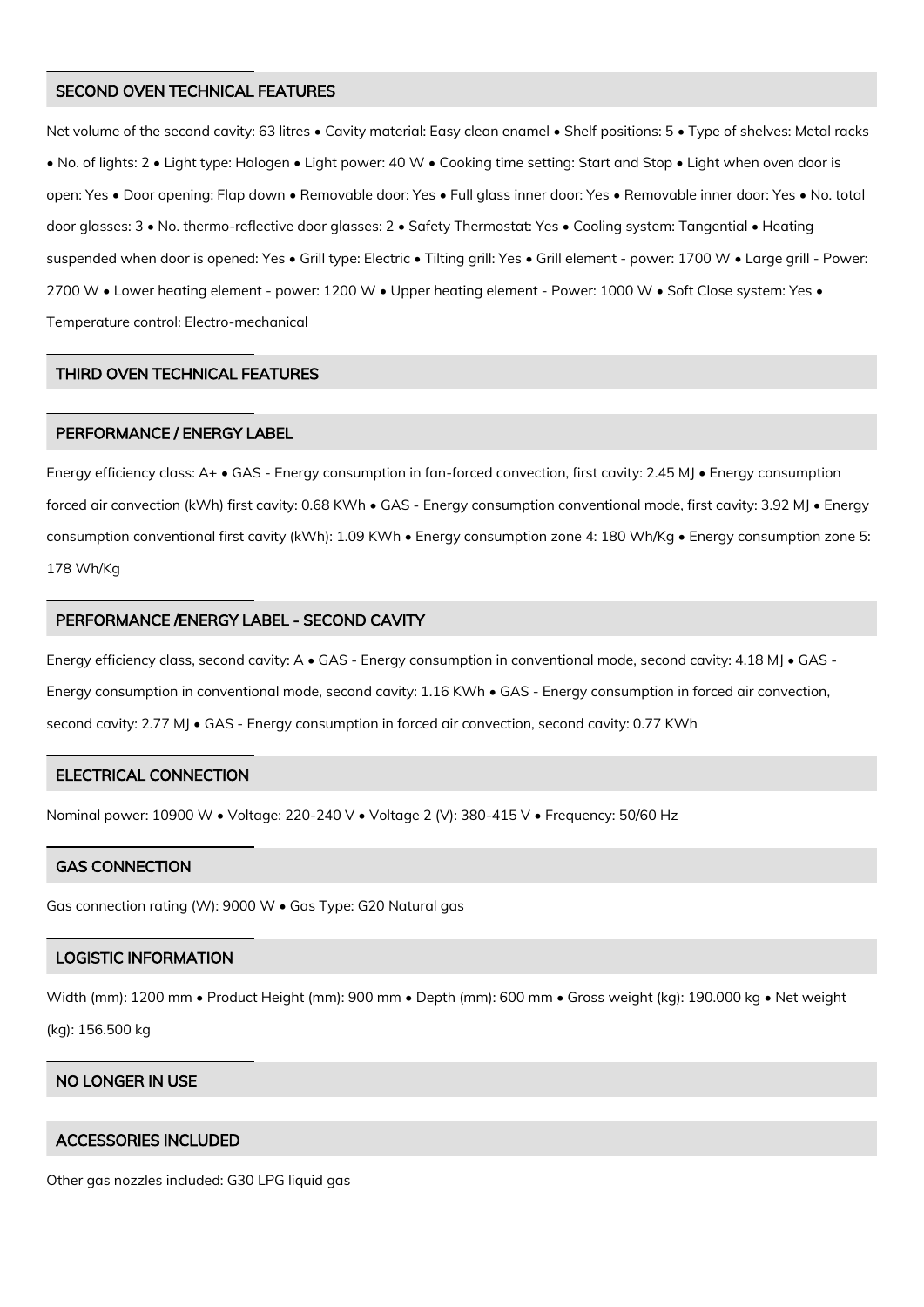## SECOND OVEN TECHNICAL FEATURES

Net volume of the second cavity: 63 litres • Cavity material: Easy clean enamel • Shelf positions: 5 • Type of shelves: Metal racks • No. of lights: 2 • Light type: Halogen • Light power: 40 W • Cooking time setting: Start and Stop • Light when oven door is open: Yes • Door opening: Flap down • Removable door: Yes • Full glass inner door: Yes • Removable inner door: Yes • No. total door glasses: 3 • No. thermo-reflective door glasses: 2 • Safety Thermostat: Yes • Cooling system: Tangential • Heating suspended when door is opened: Yes • Grill type: Electric • Tilting grill: Yes • Grill element - power: 1700 W • Large grill - Power: 2700 W • Lower heating element - power: 1200 W • Upper heating element - Power: 1000 W • Soft Close system: Yes • Temperature control: Electro-mechanical

## THIRD OVEN TECHNICAL FEATURES

## PERFORMANCE / ENERGY LABEL

Energy efficiency class: A+ • GAS - Energy consumption in fan-forced convection, first cavity: 2.45 MJ • Energy consumption forced air convection (kWh) first cavity: 0.68 KWh • GAS - Energy consumption conventional mode, first cavity: 3.92 MJ • Energy consumption conventional first cavity (kWh): 1.09 KWh • Energy consumption zone 4: 180 Wh/Kg • Energy consumption zone 5: 178 Wh/Kg

## PERFORMANCE /ENERGY LABEL - SECOND CAVITY

Energy efficiency class, second cavity: A • GAS - Energy consumption in conventional mode, second cavity: 4.18 MJ • GAS - Energy consumption in conventional mode, second cavity: 1.16 KWh • GAS - Energy consumption in forced air convection, second cavity: 2.77 MJ • GAS - Energy consumption in forced air convection, second cavity: 0.77 KWh

## ELECTRICAL CONNECTION

Nominal power: 10900 W • Voltage: 220-240 V • Voltage 2 (V): 380-415 V • Frequency: 50/60 Hz

## GAS CONNECTION

Gas connection rating (W): 9000 W • Gas Type: G20 Natural gas

## LOGISTIC INFORMATION

Width (mm): 1200 mm • Product Height (mm): 900 mm • Depth (mm): 600 mm • Gross weight (kg): 190.000 kg • Net weight (kg): 156.500 kg

## NO LONGER IN USE

## ACCESSORIES INCLUDED

Other gas nozzles included: G30 LPG liquid gas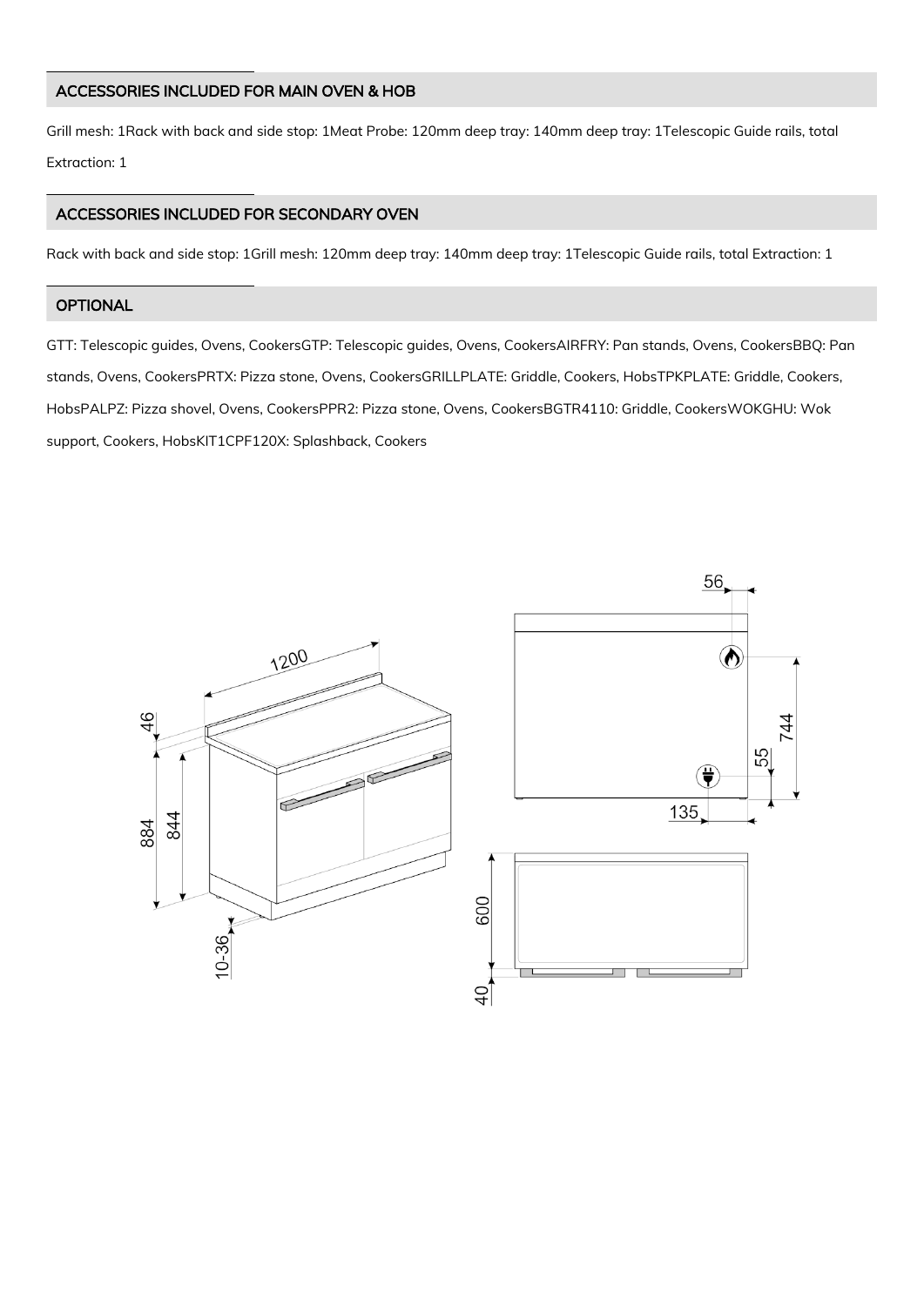## ACCESSORIES INCLUDED FOR MAIN OVEN & HOB

Grill mesh: 1Rack with back and side stop: 1Meat Probe: 120mm deep tray: 140mm deep tray: 1Telescopic Guide rails, total Extraction: 1

## ACCESSORIES INCLUDED FOR SECONDARY OVEN

Rack with back and side stop: 1Grill mesh: 120mm deep tray: 140mm deep tray: 1Telescopic Guide rails, total Extraction: 1

## OPTIONAL

GTT: Telescopic guides, Ovens, CookersGTP: Telescopic guides, Ovens, CookersAIRFRY: Pan stands, Ovens, CookersBBQ: Pan stands, Ovens, CookersPRTX: Pizza stone, Ovens, CookersGRILLPLATE: Griddle, Cookers, HobsTPKPLATE: Griddle, Cookers, HobsPALPZ: Pizza shovel, Ovens, CookersPPR2: Pizza stone, Ovens, CookersBGTR4110: Griddle, CookersWOKGHU: Wok support, Cookers, HobsKIT1CPF120X: Splashback, Cookers

1200
46
884
844
10-36
56
744
55
135
600
40